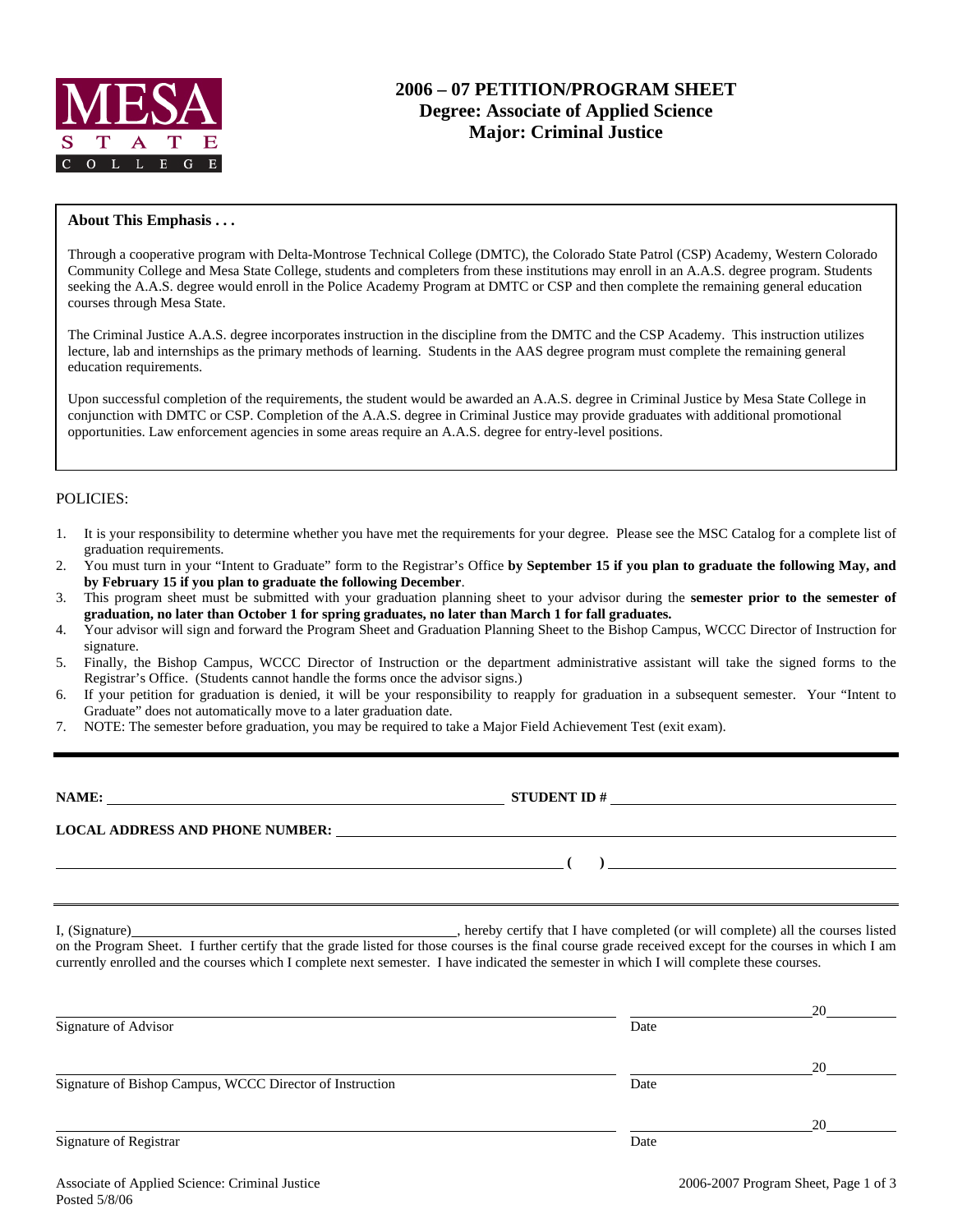MESA STATE COLLEGE

# 2006 – 07 PETITION/PROGRAM SHEET
## Degree: Associate of Applied Science
## Major: Criminal Justice

**About This Emphasis . . .**

Through a cooperative program with Delta-Montrose Technical College (DMTC), the Colorado State Patrol (CSP) Academy, Western Colorado Community College and Mesa State College, students and completers from these institutions may enroll in an A.A.S. degree program. Students seeking the A.A.S. degree would enroll in the Police Academy Program at DMTC or CSP and then complete the remaining general education courses through Mesa State.

The Criminal Justice A.A.S. degree incorporates instruction in the discipline from the DMTC and the CSP Academy. This instruction utilizes lecture, lab and internships as the primary methods of learning. Students in the AAS degree program must complete the remaining general education requirements.

Upon successful completion of the requirements, the student would be awarded an A.A.S. degree in Criminal Justice by Mesa State College in conjunction with DMTC or CSP. Completion of the A.A.S. degree in Criminal Justice may provide graduates with additional promotional opportunities. Law enforcement agencies in some areas require an A.A.S. degree for entry-level positions.

POLICIES:

1. It is your responsibility to determine whether you have met the requirements for your degree. Please see the MSC Catalog for a complete list of graduation requirements.
2. You must turn in your "Intent to Graduate" form to the Registrar's Office **by September 15 if you plan to graduate the following May, and by February 15 if you plan to graduate the following December**.
3. This program sheet must be submitted with your graduation planning sheet to your advisor during the **semester prior to the semester of graduation, no later than October 1 for spring graduates, no later than March 1 for fall graduates.**
4. Your advisor will sign and forward the Program Sheet and Graduation Planning Sheet to the Bishop Campus, WCCC Director of Instruction for signature.
5. Finally, the Bishop Campus, WCCC Director of Instruction or the department administrative assistant will take the signed forms to the Registrar's Office. (Students cannot handle the forms once the advisor signs.)
6. If your petition for graduation is denied, it will be your responsibility to reapply for graduation in a subsequent semester. Your "Intent to Graduate" does not automatically move to a later graduation date.
7. NOTE: The semester before graduation, you may be required to take a Major Field Achievement Test (exit exam).

---

**NAME:** \_\_\_\_\_\_\_\_\_\_\_\_\_\_\_\_\_\_\_\_\_\_\_\_\_\_\_\_\_\_ **STUDENT ID #** \_\_\_\_\_\_\_\_\_\_\_\_\_\_\_\_\_\_\_\_

**LOCAL ADDRESS AND PHONE NUMBER:** \_\_\_\_\_\_\_\_\_\_\_\_\_\_\_\_\_\_\_\_\_\_\_\_\_\_\_\_\_\_

\_\_\_\_\_\_\_\_\_\_\_\_\_\_\_\_\_\_\_\_\_\_\_\_\_\_\_\_\_\_ **(   )** \_\_\_\_\_\_\_\_\_\_\_\_\_\_\_\_\_\_\_\_

---

I, (Signature)\_\_\_\_\_\_\_\_\_\_\_\_\_\_\_\_\_\_\_\_\_\_\_\_\_\_\_\_\_\_, hereby certify that I have completed (or will complete) all the courses listed on the Program Sheet. I further certify that the grade listed for those courses is the final course grade received except for the courses in which I am currently enrolled and the courses which I complete next semester. I have indicated the semester in which I will complete these courses.

\_\_\_\_\_\_\_\_\_\_\_\_\_\_\_\_\_\_\_\_\_\_\_\_\_\_\_\_\_\_ \_\_\_\_\_\_\_\_\_\_\_\_\_\_\_\_20\_\_\_\_\_\_
Signature of Advisor Date

\_\_\_\_\_\_\_\_\_\_\_\_\_\_\_\_\_\_\_\_\_\_\_\_\_\_\_\_\_\_ \_\_\_\_\_\_\_\_\_\_\_\_\_\_\_\_20\_\_\_\_\_\_
Signature of Bishop Campus, WCCC Director of Instruction Date

\_\_\_\_\_\_\_\_\_\_\_\_\_\_\_\_\_\_\_\_\_\_\_\_\_\_\_\_\_\_ \_\_\_\_\_\_\_\_\_\_\_\_\_\_\_\_20\_\_\_\_\_\_
Signature of Registrar Date

Associate of Applied Science: Criminal Justice
Posted 5/8/06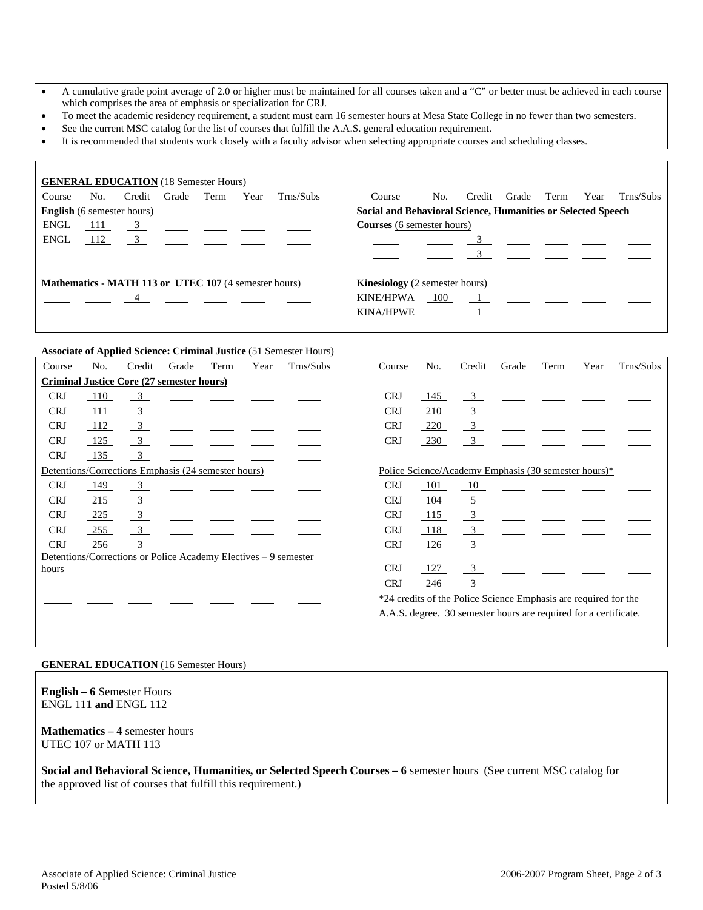- A cumulative grade point average of 2.0 or higher must be maintained for all courses taken and a "C" or better must be achieved in each course which comprises the area of emphasis or specialization for CRJ.
- To meet the academic residency requirement, a student must earn 16 semester hours at Mesa State College in no fewer than two semesters.
- See the current MSC catalog for the list of courses that fulfill the A.A.S. general education requirement.
- It is recommended that students work closely with a faculty advisor when selecting appropriate courses and scheduling classes.

**GENERAL EDUCATION** (18 Semester Hours)

| Course | No. | Credit | Grade | Term | Year | Trns/Subs |
|---|---|---|---|---|---|---|
| **English** (6 semester hours) | | | | | | |
| ENGL | 111 | 3 | | | | |
| ENGL | 112 | 3 | | | | |
| **Mathematics - MATH 113 or UTEC 107** (4 semester hours) | | | | | | |
| | | 4 | | | | |
| **Social and Behavioral Science, Humanities or Selected Speech Courses** (6 semester hours) | | | | | | |
| | | 3 | | | | |
| | | 3 | | | | |
| **Kinesiology** (2 semester hours) | | | | | | |
| KINE/HPWA | 100 | 1 | | | | |
| KINA/HPWE | | 1 | | | | |

**Associate of Applied Science: Criminal Justice** (51 Semester Hours)

| Course | No. | Credit | Grade | Term | Year | Trns/Subs |
|---|---|---|---|---|---|---|
| **Criminal Justice Core (27 semester hours)** | | | | | | |
| CRJ | 110 | 3 | | | | |
| CRJ | 111 | 3 | | | | |
| CRJ | 112 | 3 | | | | |
| CRJ | 125 | 3 | | | | |
| CRJ | 135 | 3 | | | | |
| CRJ | 145 | 3 | | | | |
| CRJ | 210 | 3 | | | | |
| CRJ | 220 | 3 | | | | |
| CRJ | 230 | 3 | | | | |
| Detentions/Corrections Emphasis (24 semester hours) | | | | | | |
| CRJ | 149 | 3 | | | | |
| CRJ | 215 | 3 | | | | |
| CRJ | 225 | 3 | | | | |
| CRJ | 255 | 3 | | | | |
| CRJ | 256 | 3 | | | | |
| Detentions/Corrections or Police Academy Electives – 9 semester hours | | | | | | |
| | | | | | | |
| | | | | | | |
| | | | | | | |
| | | | | | | |
| Police Science/Academy Emphasis (30 semester hours)* | | | | | | |
| CRJ | 101 | 10 | | | | |
| CRJ | 104 | 5 | | | | |
| CRJ | 115 | 3 | | | | |
| CRJ | 118 | 3 | | | | |
| CRJ | 126 | 3 | | | | |
| CRJ | 127 | 3 | | | | |
| CRJ | 246 | 3 | | | | |

*24 credits of the Police Science Emphasis are required for the A.A.S. degree. 30 semester hours are required for a certificate.

**GENERAL EDUCATION** (16 Semester Hours)

**English – 6** Semester Hours
ENGL 111 **and** ENGL 112

**Mathematics – 4** semester hours
UTEC 107 or MATH 113

**Social and Behavioral Science, Humanities, or Selected Speech Courses – 6** semester hours (See current MSC catalog for the approved list of courses that fulfill this requirement.)

Associate of Applied Science: Criminal Justice
Posted 5/8/06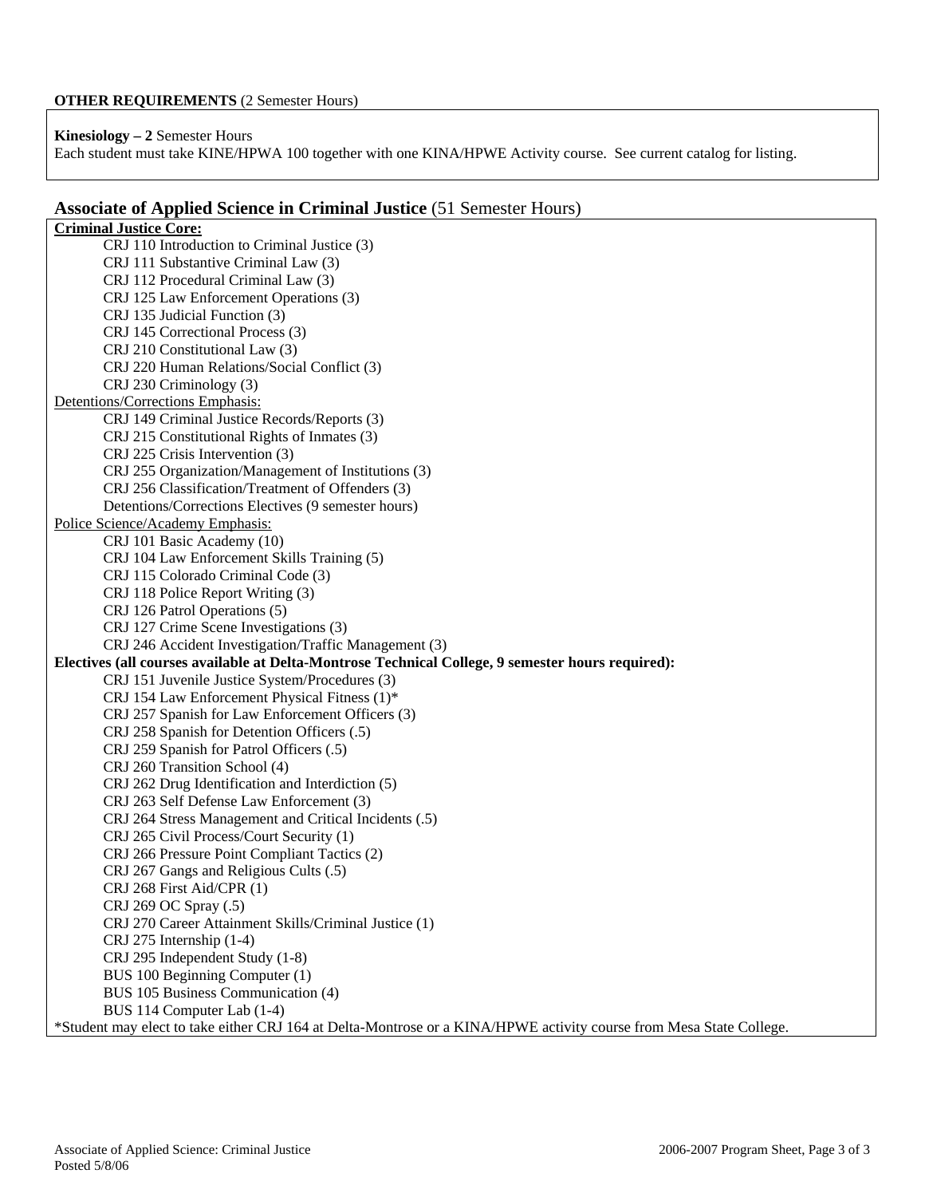**OTHER REQUIREMENTS** (2 Semester Hours)

**Kinesiology – 2** Semester Hours
Each student must take KINE/HPWA 100 together with one KINA/HPWE Activity course. See current catalog for listing.

## Associate of Applied Science in Criminal Justice (51 Semester Hours)

**Criminal Justice Core:**

- CRJ 110 Introduction to Criminal Justice (3)
- CRJ 111 Substantive Criminal Law (3)
- CRJ 112 Procedural Criminal Law (3)
- CRJ 125 Law Enforcement Operations (3)
- CRJ 135 Judicial Function (3)
- CRJ 145 Correctional Process (3)
- CRJ 210 Constitutional Law (3)
- CRJ 220 Human Relations/Social Conflict (3)
- CRJ 230 Criminology (3)

Detentions/Corrections Emphasis:

- CRJ 149 Criminal Justice Records/Reports (3)
- CRJ 215 Constitutional Rights of Inmates (3)
- CRJ 225 Crisis Intervention (3)
- CRJ 255 Organization/Management of Institutions (3)
- CRJ 256 Classification/Treatment of Offenders (3)
- Detentions/Corrections Electives (9 semester hours)

Police Science/Academy Emphasis:

- CRJ 101 Basic Academy (10)
- CRJ 104 Law Enforcement Skills Training (5)
- CRJ 115 Colorado Criminal Code (3)
- CRJ 118 Police Report Writing (3)
- CRJ 126 Patrol Operations (5)
- CRJ 127 Crime Scene Investigations (3)
- CRJ 246 Accident Investigation/Traffic Management (3)

**Electives (all courses available at Delta-Montrose Technical College, 9 semester hours required):**

- CRJ 151 Juvenile Justice System/Procedures (3)
- CRJ 154 Law Enforcement Physical Fitness (1)*
- CRJ 257 Spanish for Law Enforcement Officers (3)
- CRJ 258 Spanish for Detention Officers (.5)
- CRJ 259 Spanish for Patrol Officers (.5)
- CRJ 260 Transition School (4)
- CRJ 262 Drug Identification and Interdiction (5)
- CRJ 263 Self Defense Law Enforcement (3)
- CRJ 264 Stress Management and Critical Incidents (.5)
- CRJ 265 Civil Process/Court Security (1)
- CRJ 266 Pressure Point Compliant Tactics (2)
- CRJ 267 Gangs and Religious Cults (.5)
- CRJ 268 First Aid/CPR (1)
- CRJ 269 OC Spray (.5)
- CRJ 270 Career Attainment Skills/Criminal Justice (1)
- CRJ 275 Internship (1-4)
- CRJ 295 Independent Study (1-8)
- BUS 100 Beginning Computer (1)
- BUS 105 Business Communication (4)
- BUS 114 Computer Lab (1-4)

*Student may elect to take either CRJ 164 at Delta-Montrose or a KINA/HPWE activity course from Mesa State College.

Associate of Applied Science: Criminal Justice
Posted 5/8/06